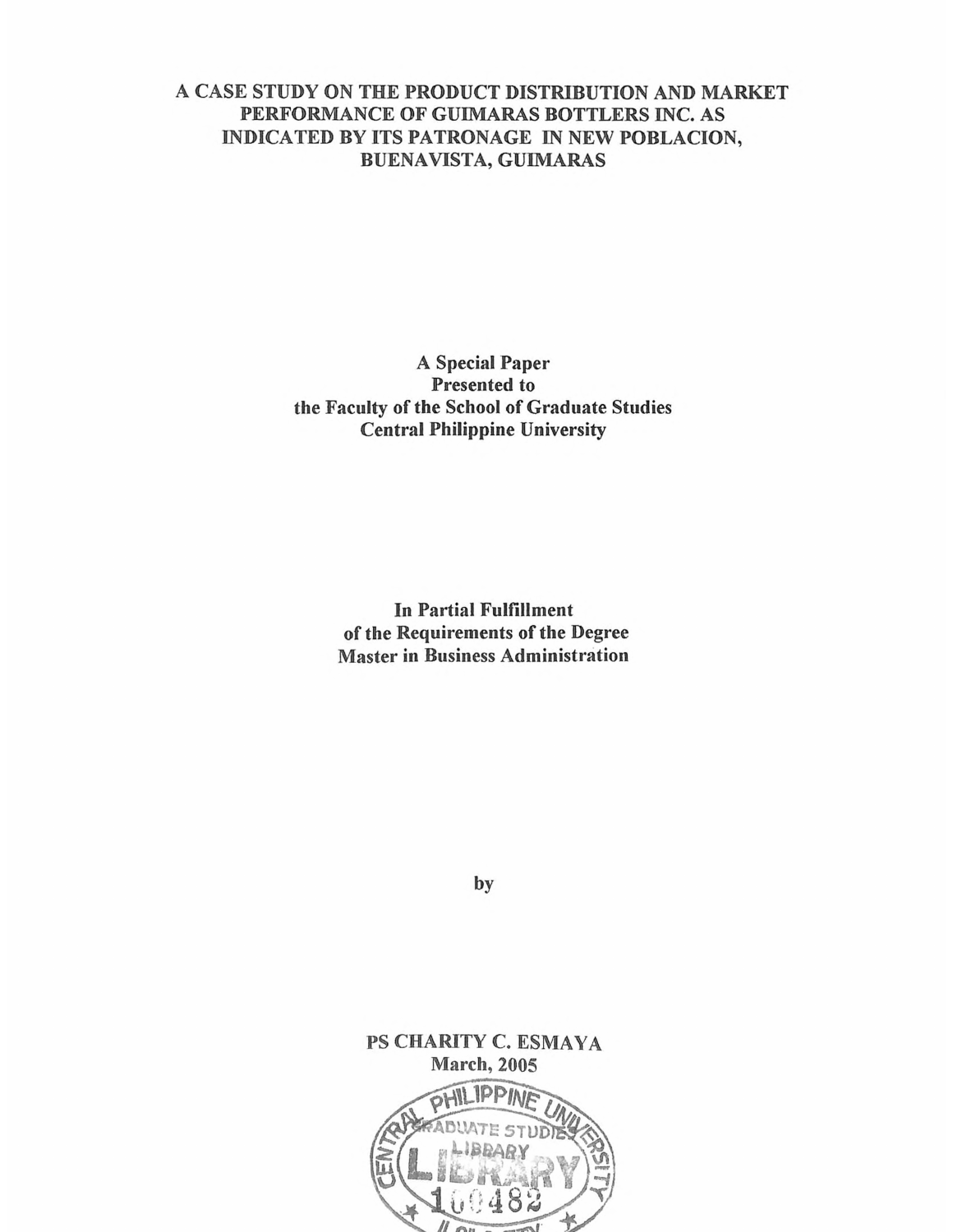# A CASE STUDY ON THE PRODUCT DISTRIBUTION AND MARKET PERFORMANCE OF GUIMARAS BOTTLERS INC. AS INDICATED BY ITS PATRONAGE IN NEW POBLACION, BUENAVISTA, GUIMARAS

**A Special Paper**
**Presented to**
**the Faculty of the School of Graduate Studies**
**Central Philippine University**

**In Partial Fulfillment**
**of the Requirements of the Degree**
**Master in Business Administration**

**by**

**PS CHARITY C. ESMAYA**
**March, 2005**

CENTRAL PHILIPPINE UNIVERSITY
GRADUATE STUDIES
LIBRARY
100482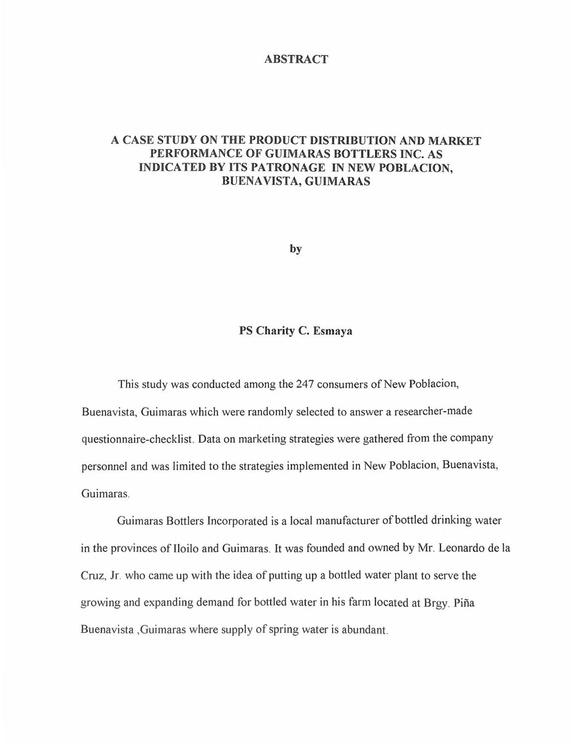# ABSTRACT

## A CASE STUDY ON THE PRODUCT DISTRIBUTION AND MARKET PERFORMANCE OF GUIMARAS BOTTLERS INC. AS INDICATED BY ITS PATRONAGE IN NEW POBLACION, BUENAVISTA, GUIMARAS

by

**PS Charity C. Esmaya**

This study was conducted among the 247 consumers of New Poblacion, Buenavista, Guimaras which were randomly selected to answer a researcher-made questionnaire-checklist. Data on marketing strategies were gathered from the company personnel and was limited to the strategies implemented in New Poblacion, Buenavista, Guimaras.

Guimaras Bottlers Incorporated is a local manufacturer of bottled drinking water in the provinces of Iloilo and Guimaras. It was founded and owned by Mr. Leonardo de la Cruz, Jr. who came up with the idea of putting up a bottled water plant to serve the growing and expanding demand for bottled water in his farm located at Brgy. Piña Buenavista ,Guimaras where supply of spring water is abundant.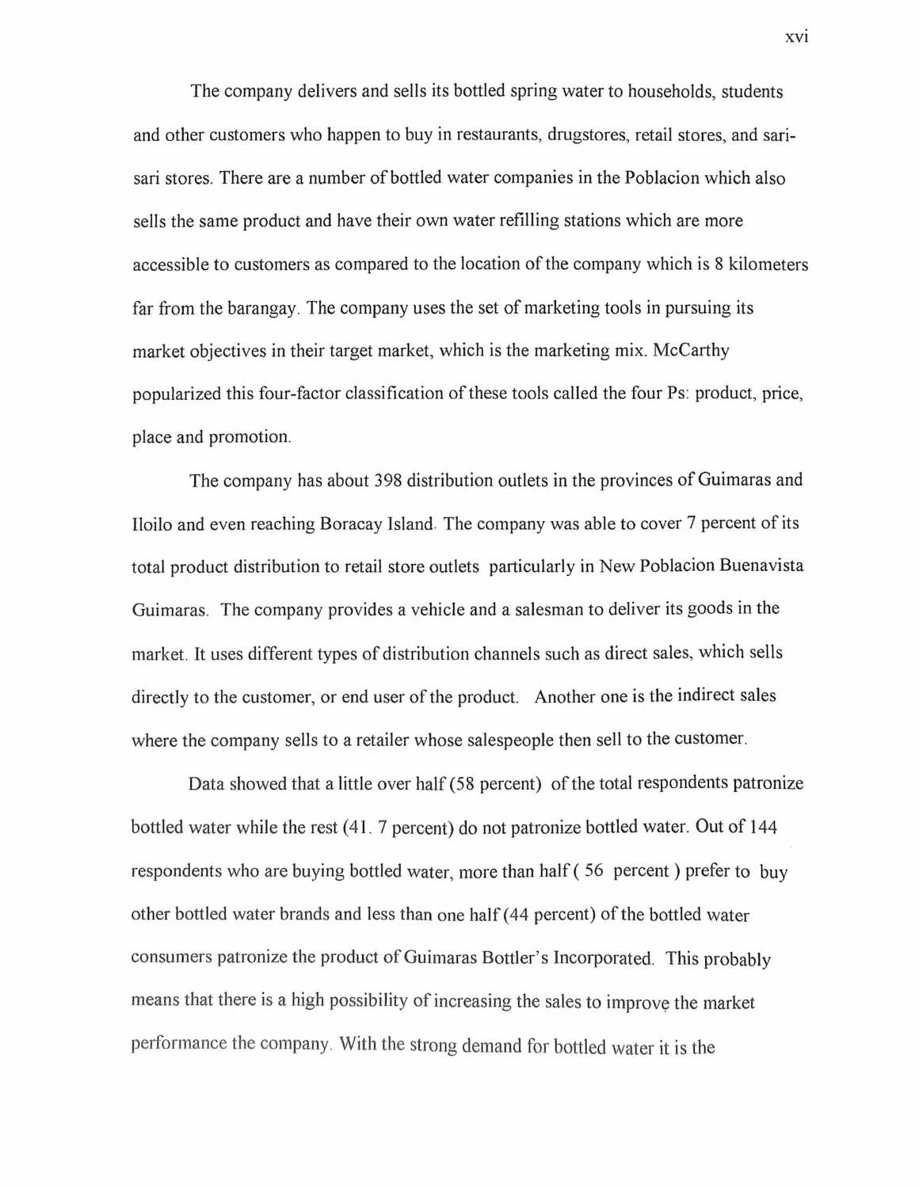The company delivers and sells its bottled spring water to households, students and other customers who happen to buy in restaurants, drugstores, retail stores, and sari-sari stores. There are a number of bottled water companies in the Poblacion which also sells the same product and have their own water refilling stations which are more accessible to customers as compared to the location of the company which is 8 kilometers far from the barangay. The company uses the set of marketing tools in pursuing its market objectives in their target market, which is the marketing mix. McCarthy popularized this four-factor classification of these tools called the four Ps: product, price, place and promotion.

The company has about 398 distribution outlets in the provinces of Guimaras and Iloilo and even reaching Boracay Island. The company was able to cover 7 percent of its total product distribution to retail store outlets particularly in New Poblacion Buenavista Guimaras. The company provides a vehicle and a salesman to deliver its goods in the market. It uses different types of distribution channels such as direct sales, which sells directly to the customer, or end user of the product. Another one is the indirect sales where the company sells to a retailer whose salespeople then sell to the customer.

Data showed that a little over half (58 percent) of the total respondents patronize bottled water while the rest (41. 7 percent) do not patronize bottled water. Out of 144 respondents who are buying bottled water, more than half ( 56 percent ) prefer to buy other bottled water brands and less than one half (44 percent) of the bottled water consumers patronize the product of Guimaras Bottler's Incorporated. This probably means that there is a high possibility of increasing the sales to improve the market performance the company. With the strong demand for bottled water it is the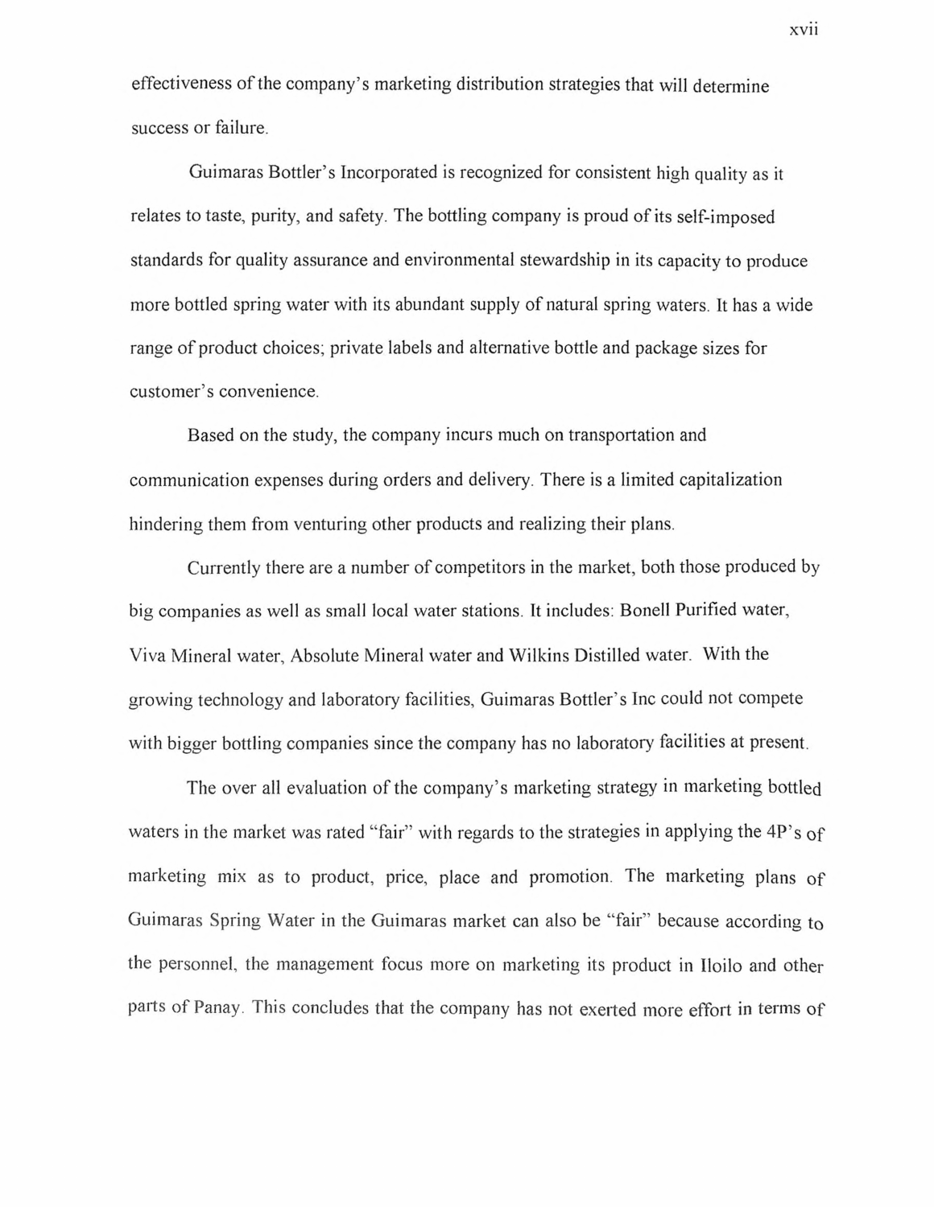effectiveness of the company's marketing distribution strategies that will determine success or failure.

Guimaras Bottler's Incorporated is recognized for consistent high quality as it relates to taste, purity, and safety. The bottling company is proud of its self-imposed standards for quality assurance and environmental stewardship in its capacity to produce more bottled spring water with its abundant supply of natural spring waters. It has a wide range of product choices; private labels and alternative bottle and package sizes for customer's convenience.

Based on the study, the company incurs much on transportation and communication expenses during orders and delivery. There is a limited capitalization hindering them from venturing other products and realizing their plans.

Currently there are a number of competitors in the market, both those produced by big companies as well as small local water stations. It includes: Bonell Purified water, Viva Mineral water, Absolute Mineral water and Wilkins Distilled water. With the growing technology and laboratory facilities, Guimaras Bottler's Inc could not compete with bigger bottling companies since the company has no laboratory facilities at present.

The over all evaluation of the company's marketing strategy in marketing bottled waters in the market was rated "fair" with regards to the strategies in applying the 4P's of marketing mix as to product, price, place and promotion. The marketing plans of Guimaras Spring Water in the Guimaras market can also be "fair" because according to the personnel, the management focus more on marketing its product in Iloilo and other parts of Panay. This concludes that the company has not exerted more effort in terms of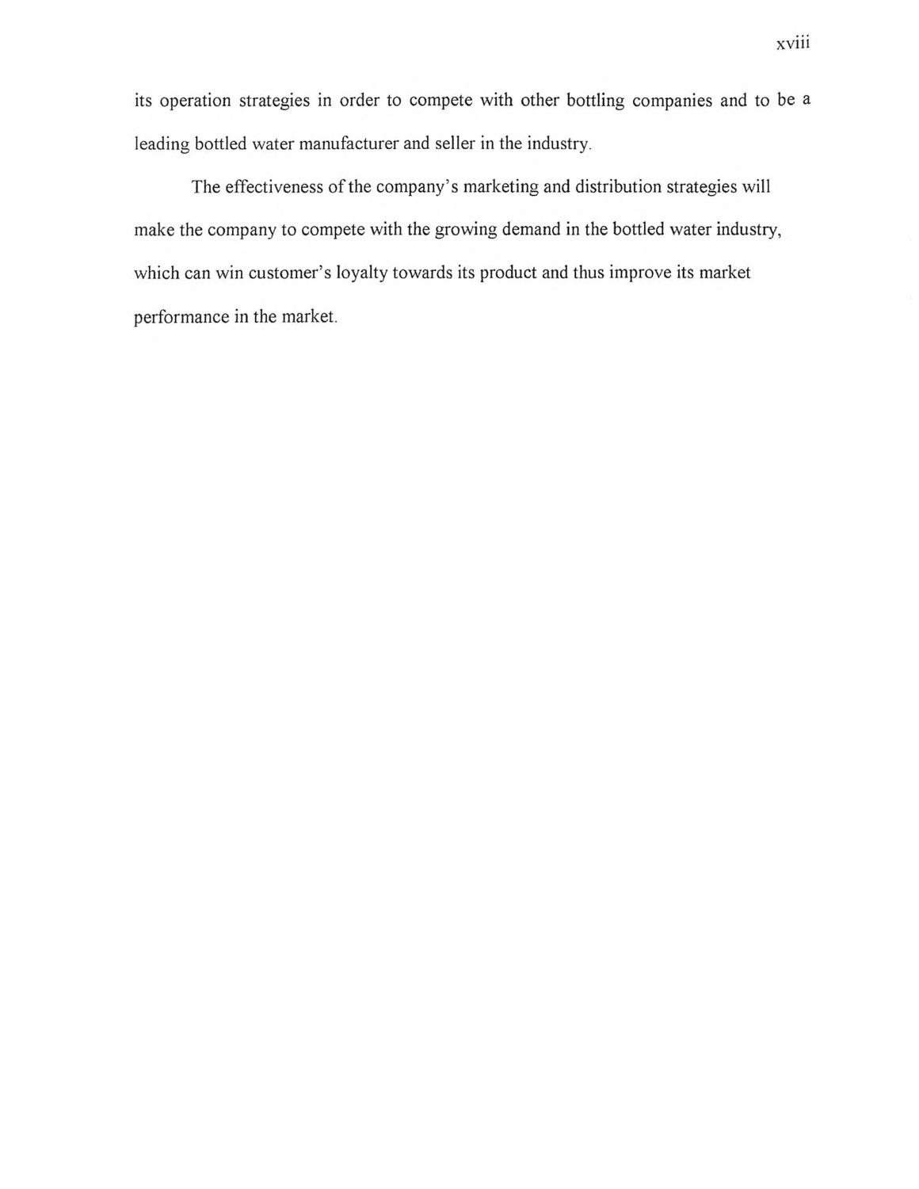its operation strategies in order to compete with other bottling companies and to be a leading bottled water manufacturer and seller in the industry.

The effectiveness of the company's marketing and distribution strategies will make the company to compete with the growing demand in the bottled water industry, which can win customer's loyalty towards its product and thus improve its market performance in the market.